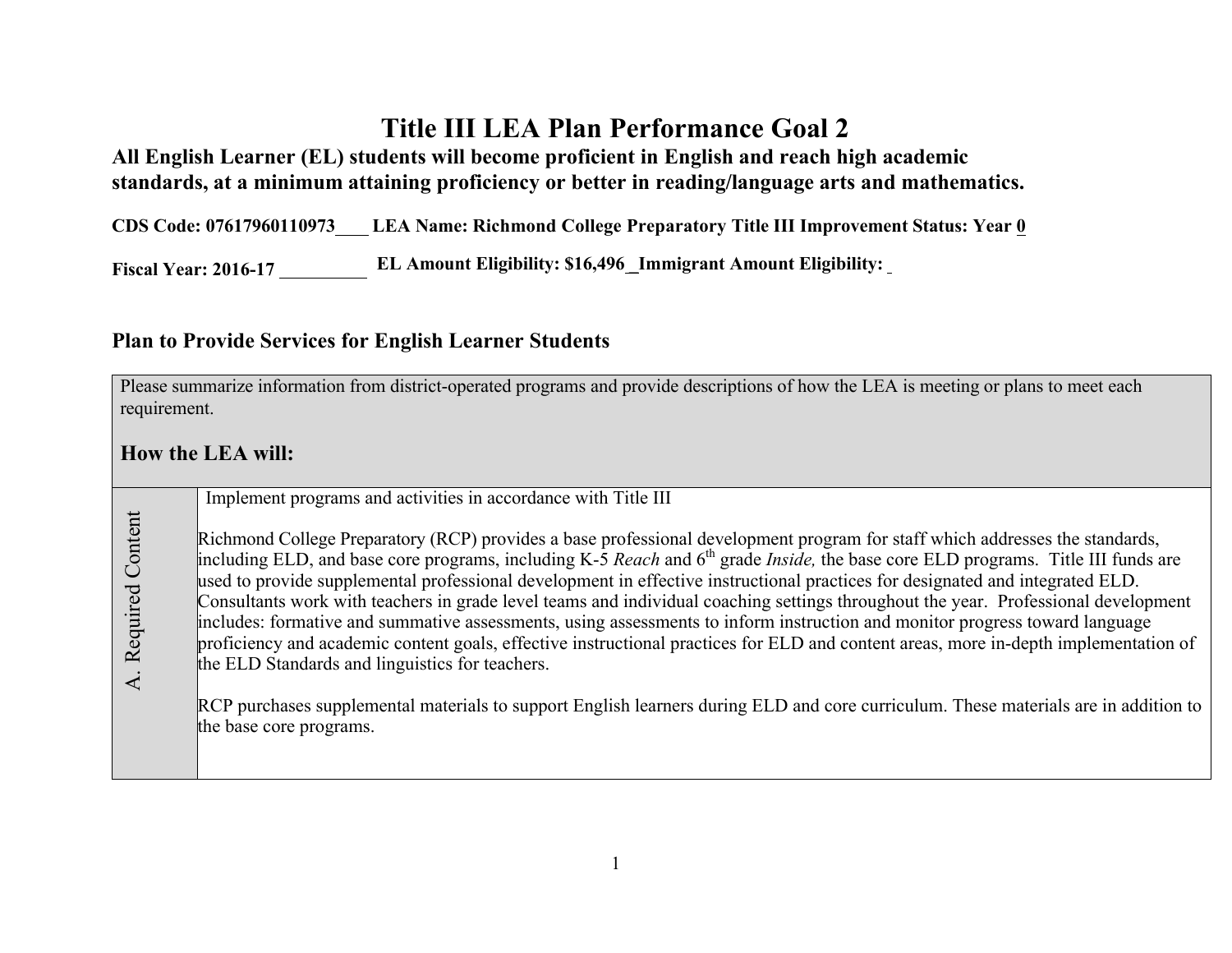# Title III LEA Plan Performance Goal 2

**All English Learner (EL) students will become proficient in English and reach high academic standards, at a minimum attaining proficiency or better in reading/language arts and mathematics.**

**CDS Code: 07617960110973____ LEA Name: Richmond College Preparatory Title III Improvement Status: Year 0**

**Fiscal Year: 2016-17 __________ EL Amount Eligibility: $16,496 _Immigrant Amount Eligibility: _**

## Plan to Provide Services for English Learner Students

| Please summarize information from district-operated programs and provide descriptions of how the LEA is meeting or plans to meet each requirement.<br><br>**How the LEA will:** | |
|---|---|
| A. Required Content | Implement programs and activities in accordance with Title III<br><br>Richmond College Preparatory (RCP) provides a base professional development program for staff which addresses the standards, including ELD, and base core programs, including K-5 *Reach* and 6th grade *Inside,* the base core ELD programs. Title III funds are used to provide supplemental professional development in effective instructional practices for designated and integrated ELD. Consultants work with teachers in grade level teams and individual coaching settings throughout the year. Professional development includes: formative and summative assessments, using assessments to inform instruction and monitor progress toward language proficiency and academic content goals, effective instructional practices for ELD and content areas, more in-depth implementation of the ELD Standards and linguistics for teachers.<br><br>RCP purchases supplemental materials to support English learners during ELD and core curriculum. These materials are in addition to the base core programs. |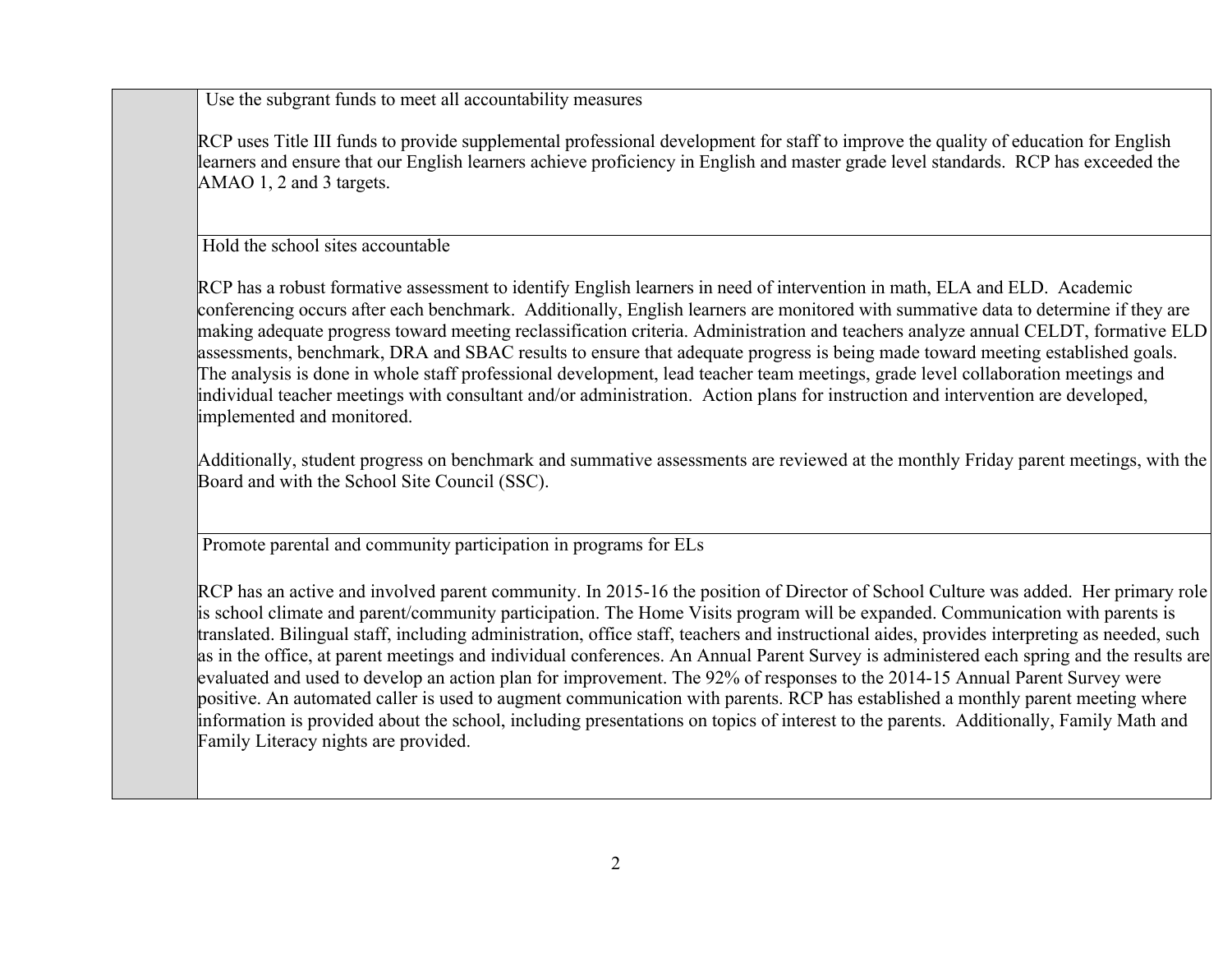| | |
|---|---|
| | Use the subgrant funds to meet all accountability measures<br><br>RCP uses Title III funds to provide supplemental professional development for staff to improve the quality of education for English learners and ensure that our English learners achieve proficiency in English and master grade level standards. RCP has exceeded the AMAO 1, 2 and 3 targets. |
| | Hold the school sites accountable<br><br>RCP has a robust formative assessment to identify English learners in need of intervention in math, ELA and ELD. Academic conferencing occurs after each benchmark. Additionally, English learners are monitored with summative data to determine if they are making adequate progress toward meeting reclassification criteria. Administration and teachers analyze annual CELDT, formative ELD assessments, benchmark, DRA and SBAC results to ensure that adequate progress is being made toward meeting established goals. The analysis is done in whole staff professional development, lead teacher team meetings, grade level collaboration meetings and individual teacher meetings with consultant and/or administration. Action plans for instruction and intervention are developed, implemented and monitored.<br><br>Additionally, student progress on benchmark and summative assessments are reviewed at the monthly Friday parent meetings, with the Board and with the School Site Council (SSC). |
| | Promote parental and community participation in programs for ELs<br><br>RCP has an active and involved parent community. In 2015-16 the position of Director of School Culture was added. Her primary role is school climate and parent/community participation. The Home Visits program will be expanded. Communication with parents is translated. Bilingual staff, including administration, office staff, teachers and instructional aides, provides interpreting as needed, such as in the office, at parent meetings and individual conferences. An Annual Parent Survey is administered each spring and the results are evaluated and used to develop an action plan for improvement. The 92% of responses to the 2014-15 Annual Parent Survey were positive. An automated caller is used to augment communication with parents. RCP has established a monthly parent meeting where information is provided about the school, including presentations on topics of interest to the parents. Additionally, Family Math and Family Literacy nights are provided. |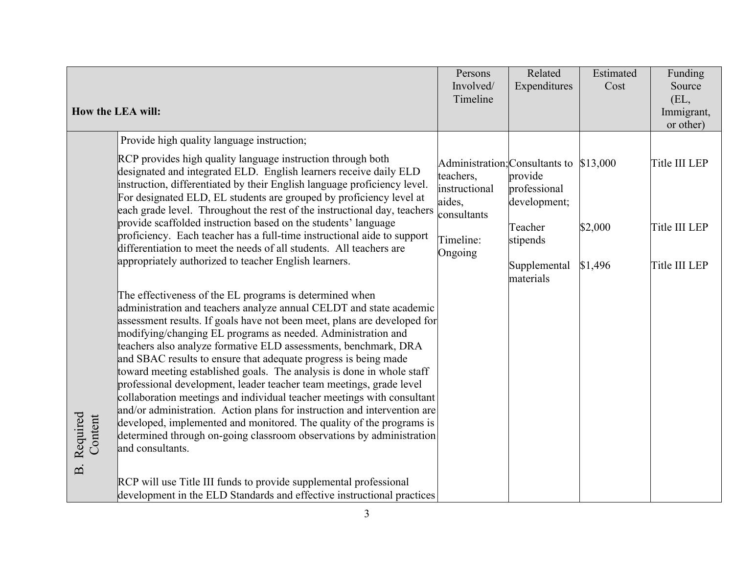| How the LEA will: | | Persons Involved/ Timeline | Related Expenditures | Estimated Cost | Funding Source (EL, Immigrant, or other) |
|---|---|---|---|---|---|
| B. Required Content | Provide high quality language instruction;<br><br>RCP provides high quality language instruction through both designated and integrated ELD. English learners receive daily ELD instruction, differentiated by their English language proficiency level. For designated ELD, EL students are grouped by proficiency level at each grade level. Throughout the rest of the instructional day, teachers provide scaffolded instruction based on the students' language proficiency. Each teacher has a full-time instructional aide to support differentiation to meet the needs of all students. All teachers are appropriately authorized to teacher English learners.<br><br>The effectiveness of the EL programs is determined when administration and teachers analyze annual CELDT and state academic assessment results. If goals have not been met, plans are developed for modifying/changing EL programs as needed. Administration and teachers also analyze formative ELD assessments, benchmark, DRA and SBAC results to ensure that adequate progress is being made toward meeting established goals. The analysis is done in whole staff professional development, leader teacher team meetings, grade level collaboration meetings and individual teacher meetings with consultant and/or administration. Action plans for instruction and intervention are developed, implemented and monitored. The quality of the programs is determined through on-going classroom observations by administration and consultants.<br><br>RCP will use Title III funds to provide supplemental professional development in the ELD Standards and effective instructional practices | Administration; teachers, instructional aides, consultants<br><br>Timeline: Ongoing | Consultants to provide professional development;<br><br>Teacher stipends<br><br>Supplemental materials | \$13,000<br><br>\$2,000<br><br>\$1,496 | Title III LEP<br><br>Title III LEP<br><br>Title III LEP |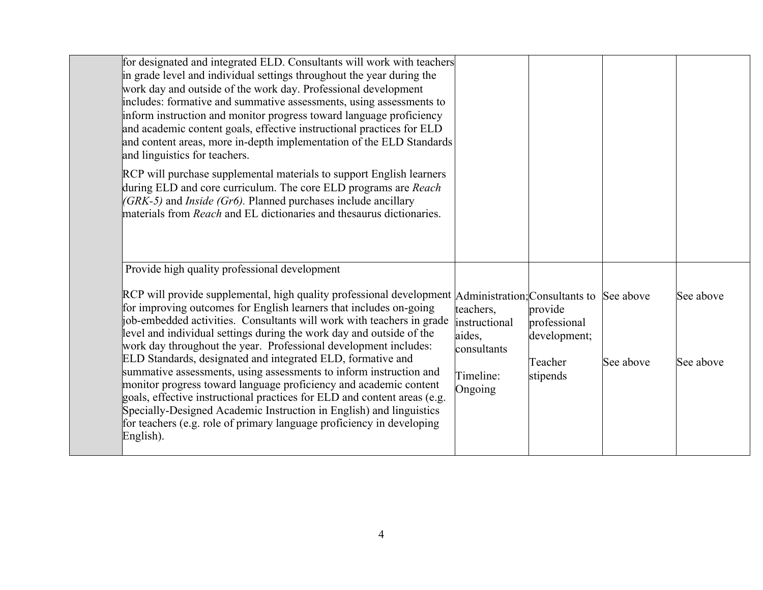| | | | | | |
|---|---|---|---|---|---|
| | for designated and integrated ELD. Consultants will work with teachers in grade level and individual settings throughout the year during the work day and outside of the work day. Professional development includes: formative and summative assessments, using assessments to inform instruction and monitor progress toward language proficiency and academic content goals, effective instructional practices for ELD and content areas, more in-depth implementation of the ELD Standards and linguistics for teachers.<br><br>RCP will purchase supplemental materials to support English learners during ELD and core curriculum. The core ELD programs are *Reach (GRK-5)* and *Inside (Gr6).* Planned purchases include ancillary materials from *Reach* and EL dictionaries and thesaurus dictionaries. | | | | |
| | Provide high quality professional development<br><br>RCP will provide supplemental, high quality professional development for improving outcomes for English learners that includes on-going job-embedded activities. Consultants will work with teachers in grade level and individual settings during the work day and outside of the work day throughout the year. Professional development includes: ELD Standards, designated and integrated ELD, formative and summative assessments, using assessments to inform instruction and monitor progress toward language proficiency and academic content goals, effective instructional practices for ELD and content areas (e.g. Specially-Designed Academic Instruction in English) and linguistics for teachers (e.g. role of primary language proficiency in developing English). | Administration; teachers, instructional aides, consultants<br><br>Timeline: Ongoing | Consultants to provide professional development;<br><br>Teacher stipends | See above<br><br>See above | See above<br><br>See above |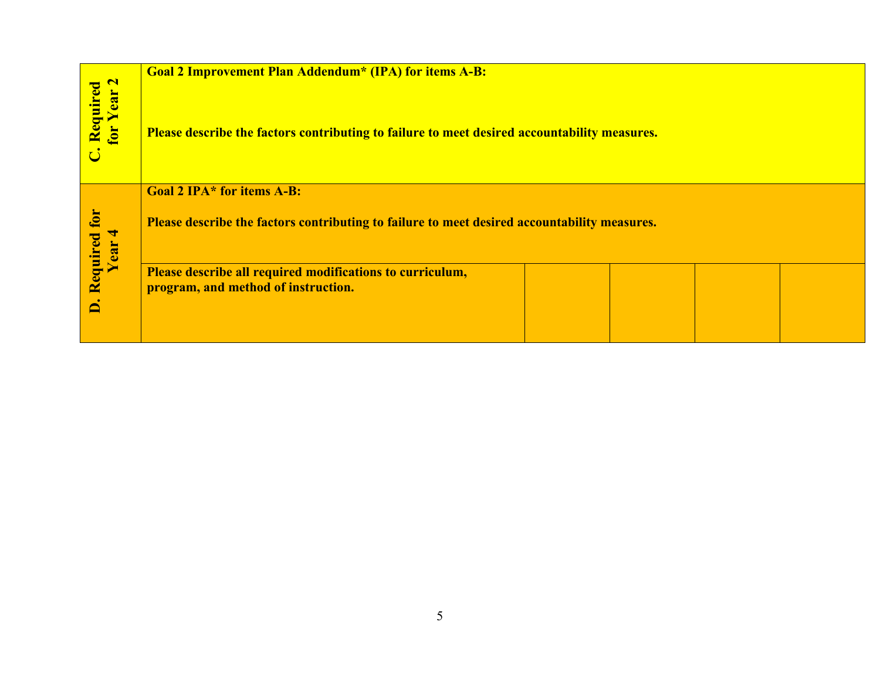| | | | | | |
|---|---|---|---|---|---|
| **C. Required for Year 2** | **Goal 2 Improvement Plan Addendum* (IPA) for items A-B:**<br><br>**Please describe the factors contributing to failure to meet desired accountability measures.** | | | | |
| **D. Required for Year 4** | **Goal 2 IPA* for items A-B:**<br><br>**Please describe the factors contributing to failure to meet desired accountability measures.** | | | | |
| | **Please describe all required modifications to curriculum, program, and method of instruction.** | | | | |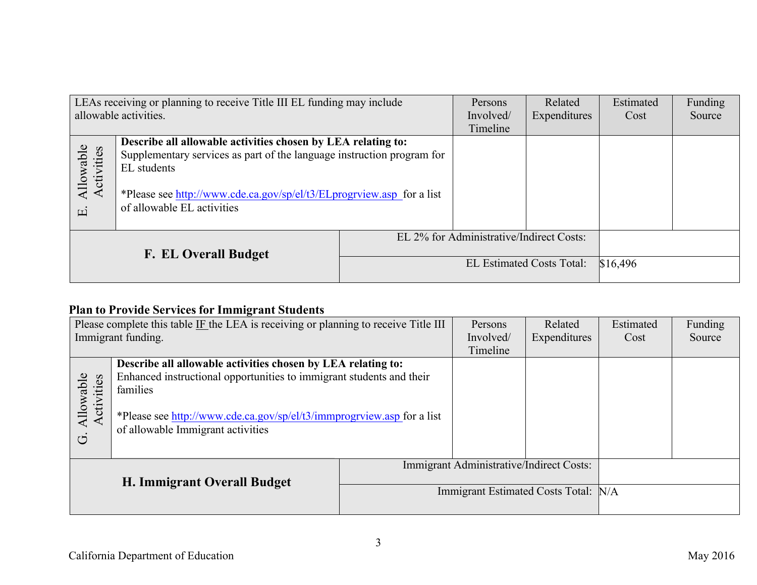| LEAs receiving or planning to receive Title III EL funding may include allowable activities. | | Persons Involved/ Timeline | Related Expenditures | Estimated Cost | Funding Source |
|---|---|---|---|---|---|
| E. Allowable Activities | **Describe all allowable activities chosen by LEA relating to:** Supplementary services as part of the language instruction program for EL students<br><br>*Please see http://www.cde.ca.gov/sp/el/t3/ELprogrview.asp for a list of allowable EL activities | | | | |
| **F. EL Overall Budget** | | EL 2% for Administrative/Indirect Costs: | | | |
| | | EL Estimated Costs Total: | | $16,496 | |

**Plan to Provide Services for Immigrant Students**

| Please complete this table IF the LEA is receiving or planning to receive Title III Immigrant funding. | | Persons Involved/ Timeline | Related Expenditures | Estimated Cost | Funding Source |
|---|---|---|---|---|---|
| G. Allowable Activities | **Describe all allowable activities chosen by LEA relating to:** Enhanced instructional opportunities to immigrant students and their families<br><br>*Please see http://www.cde.ca.gov/sp/el/t3/immprogrview.asp for a list of allowable Immigrant activities | | | | |
| **H. Immigrant Overall Budget** | | Immigrant Administrative/Indirect Costs: | | | |
| | | Immigrant Estimated Costs Total: | | N/A | |